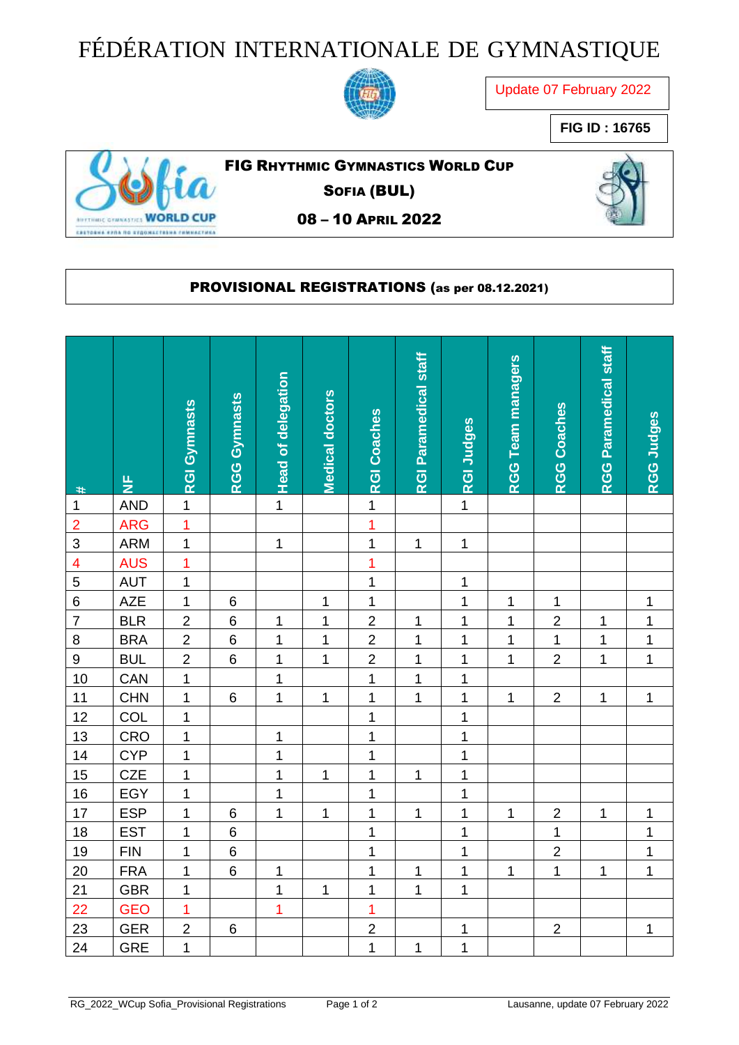# FÉDÉRATION INTERNATIONALE DE GYMNASTIQUE

Update 07 February 2022

**FIG ID : 16765**

**FIG RHYTHMIC GYMNASTICS WORLD CUP**

**SOFIA (BUL)**

**08 – 10 APRIL 2022**

**PROVISIONAL REGISTRATIONS (as per 08.12.2021)**

| # | NF | RGI Gymnasts | RGG Gymnasts | Head of delegation | Medical doctors | RGI Coaches | RGI Paramedical staff | RGI Judges | RGG Team managers | RGG Coaches | RGG Paramedical staff | RGG Judges |
|---|---|---|---|---|---|---|---|---|---|---|---|---|
| 1 | AND | 1 | | 1 | | 1 | | 1 | | | | |
| 2 | ARG | 1 | | | | 1 | | | | | | |
| 3 | ARM | 1 | | 1 | | 1 | 1 | 1 | | | | |
| 4 | AUS | 1 | | | | 1 | | | | | | |
| 5 | AUT | 1 | | | | 1 | | 1 | | | | |
| 6 | AZE | 1 | 6 | | 1 | 1 | | 1 | 1 | 1 | | 1 |
| 7 | BLR | 2 | 6 | 1 | 1 | 2 | 1 | 1 | 1 | 2 | 1 | 1 |
| 8 | BRA | 2 | 6 | 1 | 1 | 2 | 1 | 1 | 1 | 1 | 1 | 1 |
| 9 | BUL | 2 | 6 | 1 | 1 | 2 | 1 | 1 | 1 | 2 | 1 | 1 |
| 10 | CAN | 1 | | 1 | | 1 | 1 | 1 | | | | |
| 11 | CHN | 1 | 6 | 1 | 1 | 1 | 1 | 1 | 1 | 2 | 1 | 1 |
| 12 | COL | 1 | | | | 1 | | 1 | | | | |
| 13 | CRO | 1 | | 1 | | 1 | | 1 | | | | |
| 14 | CYP | 1 | | 1 | | 1 | | 1 | | | | |
| 15 | CZE | 1 | | 1 | 1 | 1 | 1 | 1 | | | | |
| 16 | EGY | 1 | | 1 | | 1 | | 1 | | | | |
| 17 | ESP | 1 | 6 | 1 | 1 | 1 | 1 | 1 | 1 | 2 | 1 | 1 |
| 18 | EST | 1 | 6 | | | 1 | | 1 | | 1 | | 1 |
| 19 | FIN | 1 | 6 | | | 1 | | 1 | | 2 | | 1 |
| 20 | FRA | 1 | 6 | 1 | | 1 | 1 | 1 | 1 | 1 | 1 | 1 |
| 21 | GBR | 1 | | 1 | 1 | 1 | 1 | 1 | | | | |
| 22 | GEO | 1 | | 1 | | 1 | | | | | | |
| 23 | GER | 2 | 6 | | | 2 | | 1 | | 2 | | 1 |
| 24 | GRE | 1 | | | | 1 | 1 | 1 | | | | |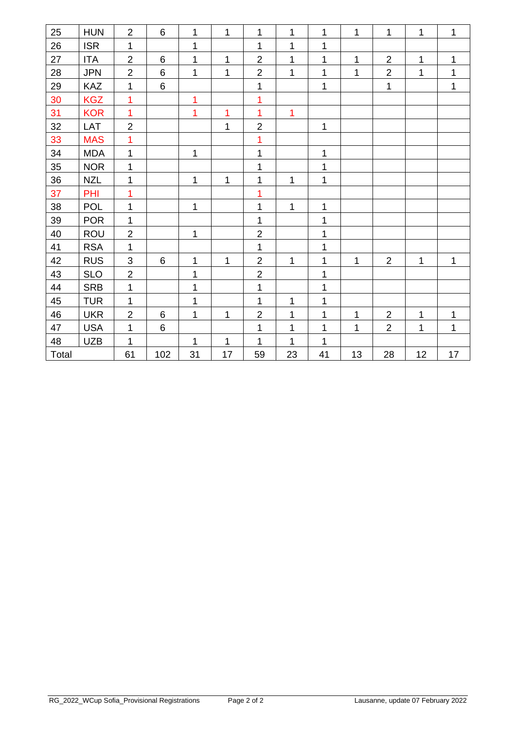| | | | | | | | | | | | | |
|---|---|---|---|---|---|---|---|---|---|---|---|---|
| 25 | HUN | 2 | 6 | 1 | 1 | 1 | 1 | 1 | 1 | 1 | 1 | 1 |
| 26 | ISR | 1 | | 1 | | 1 | 1 | 1 | | | | |
| 27 | ITA | 2 | 6 | 1 | 1 | 2 | 1 | 1 | 1 | 2 | 1 | 1 |
| 28 | JPN | 2 | 6 | 1 | 1 | 2 | 1 | 1 | 1 | 2 | 1 | 1 |
| 29 | KAZ | 1 | 6 | | | 1 | | 1 | | 1 | | 1 |
| 30 | KGZ | 1 | | 1 | | 1 | | | | | | |
| 31 | KOR | 1 | | 1 | 1 | 1 | 1 | | | | | |
| 32 | LAT | 2 | | | 1 | 2 | | 1 | | | | |
| 33 | MAS | 1 | | | | 1 | | | | | | |
| 34 | MDA | 1 | | 1 | | 1 | | 1 | | | | |
| 35 | NOR | 1 | | | | 1 | | 1 | | | | |
| 36 | NZL | 1 | | 1 | 1 | 1 | 1 | 1 | | | | |
| 37 | PHI | 1 | | | | 1 | | | | | | |
| 38 | POL | 1 | | 1 | | 1 | 1 | 1 | | | | |
| 39 | POR | 1 | | | | 1 | | 1 | | | | |
| 40 | ROU | 2 | | 1 | | 2 | | 1 | | | | |
| 41 | RSA | 1 | | | | 1 | | 1 | | | | |
| 42 | RUS | 3 | 6 | 1 | 1 | 2 | 1 | 1 | 1 | 2 | 1 | 1 |
| 43 | SLO | 2 | | 1 | | 2 | | 1 | | | | |
| 44 | SRB | 1 | | 1 | | 1 | | 1 | | | | |
| 45 | TUR | 1 | | 1 | | 1 | 1 | 1 | | | | |
| 46 | UKR | 2 | 6 | 1 | 1 | 2 | 1 | 1 | 1 | 2 | 1 | 1 |
| 47 | USA | 1 | 6 | | | 1 | 1 | 1 | 1 | 2 | 1 | 1 |
| 48 | UZB | 1 | | 1 | 1 | 1 | 1 | 1 | | | | |
| Total | | 61 | 102 | 31 | 17 | 59 | 23 | 41 | 13 | 28 | 12 | 17 |

RG_2022_WCup Sofia_Provisional Registrations — Lausanne, update 07 February 2022